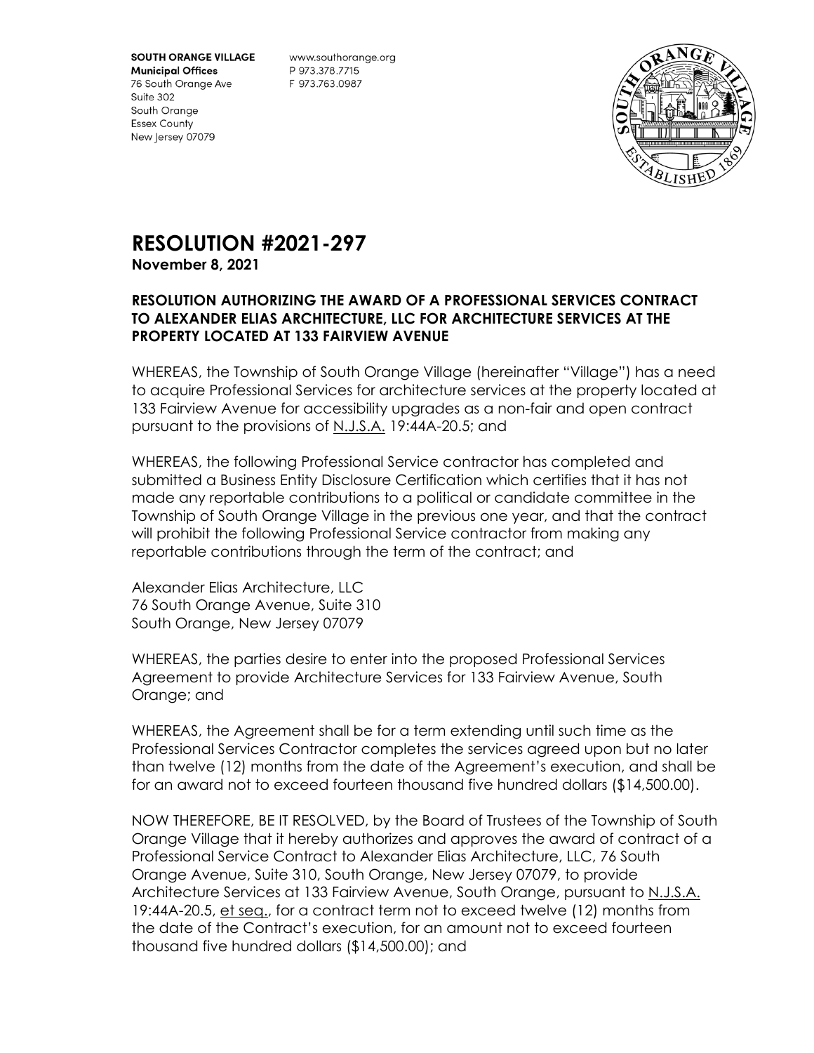SOUTH ORANGE VILLAGE
Municipal Offices
76 South Orange Ave
Suite 302
South Orange
Essex County
New Jersey 07079

www.southorange.org
P 973.378.7715
F 973.763.0987

# RESOLUTION #2021-297

**November 8, 2021**

**RESOLUTION AUTHORIZING THE AWARD OF A PROFESSIONAL SERVICES CONTRACT TO ALEXANDER ELIAS ARCHITECTURE, LLC FOR ARCHITECTURE SERVICES AT THE PROPERTY LOCATED AT 133 FAIRVIEW AVENUE**

WHEREAS, the Township of South Orange Village (hereinafter "Village") has a need to acquire Professional Services for architecture services at the property located at 133 Fairview Avenue for accessibility upgrades as a non-fair and open contract pursuant to the provisions of N.J.S.A. 19:44A-20.5; and

WHEREAS, the following Professional Service contractor has completed and submitted a Business Entity Disclosure Certification which certifies that it has not made any reportable contributions to a political or candidate committee in the Township of South Orange Village in the previous one year, and that the contract will prohibit the following Professional Service contractor from making any reportable contributions through the term of the contract; and

Alexander Elias Architecture, LLC
76 South Orange Avenue, Suite 310
South Orange, New Jersey 07079

WHEREAS, the parties desire to enter into the proposed Professional Services Agreement to provide Architecture Services for 133 Fairview Avenue, South Orange; and

WHEREAS, the Agreement shall be for a term extending until such time as the Professional Services Contractor completes the services agreed upon but no later than twelve (12) months from the date of the Agreement's execution, and shall be for an award not to exceed fourteen thousand five hundred dollars ($14,500.00).

NOW THEREFORE, BE IT RESOLVED, by the Board of Trustees of the Township of South Orange Village that it hereby authorizes and approves the award of contract of a Professional Service Contract to Alexander Elias Architecture, LLC, 76 South Orange Avenue, Suite 310, South Orange, New Jersey 07079, to provide Architecture Services at 133 Fairview Avenue, South Orange, pursuant to N.J.S.A. 19:44A-20.5, et seq., for a contract term not to exceed twelve (12) months from the date of the Contract's execution, for an amount not to exceed fourteen thousand five hundred dollars ($14,500.00); and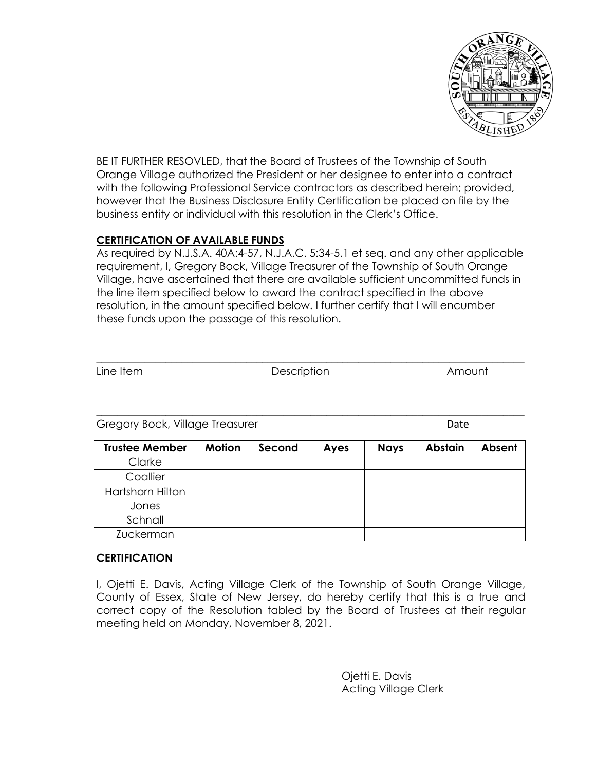BE IT FURTHER RESOVLED, that the Board of Trustees of the Township of South Orange Village authorized the President or her designee to enter into a contract with the following Professional Service contractors as described herein; provided, however that the Business Disclosure Entity Certification be placed on file by the business entity or individual with this resolution in the Clerk's Office.

**CERTIFICATION OF AVAILABLE FUNDS**

As required by N.J.S.A. 40A:4-57, N.J.A.C. 5:34-5.1 et seq. and any other applicable requirement, I, Gregory Bock, Village Treasurer of the Township of South Orange Village, have ascertained that there are available sufficient uncommitted funds in the line item specified below to award the contract specified in the above resolution, in the amount specified below. I further certify that I will encumber these funds upon the passage of this resolution.

\_\_\_\_\_\_\_\_\_\_\_\_\_\_\_\_\_\_\_\_\_\_\_\_\_\_\_\_\_\_\_\_\_\_\_\_\_\_\_\_\_\_\_\_\_\_\_\_\_\_\_\_\_\_\_\_\_\_\_\_\_\_\_\_\_\_\_\_

Line Item Description Amount

\_\_\_\_\_\_\_\_\_\_\_\_\_\_\_\_\_\_\_\_\_\_\_\_\_\_\_\_\_\_\_\_\_\_\_\_\_\_\_\_\_\_\_\_\_\_\_\_\_\_\_\_\_\_\_\_\_\_\_\_\_\_\_\_\_\_\_\_

Gregory Bock, Village Treasurer Date

| Trustee Member | Motion | Second | Ayes | Nays | Abstain | Absent |
|---|---|---|---|---|---|---|
| Clarke | | | | | | |
| Coallier | | | | | | |
| Hartshorn Hilton | | | | | | |
| Jones | | | | | | |
| Schnall | | | | | | |
| Zuckerman | | | | | | |

**CERTIFICATION**

I, Ojetti E. Davis, Acting Village Clerk of the Township of South Orange Village, County of Essex, State of New Jersey, do hereby certify that this is a true and correct copy of the Resolution tabled by the Board of Trustees at their regular meeting held on Monday, November 8, 2021.

\_\_\_\_\_\_\_\_\_\_\_\_\_\_\_\_\_\_\_\_\_\_\_\_\_\_\_\_\_\_\_\_

Ojetti E. Davis
Acting Village Clerk